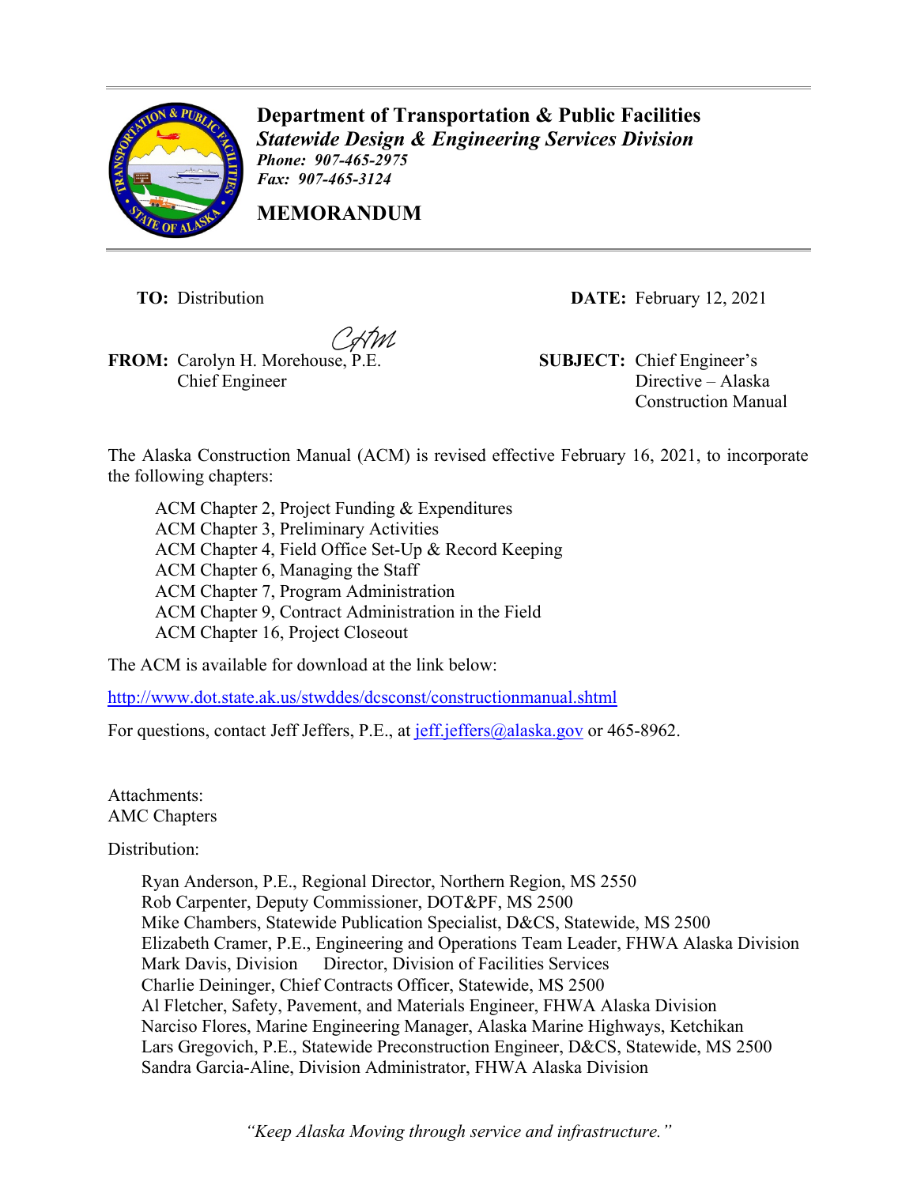**Department of Transportation & Public Facilities**
***Statewide Design & Engineering Services Division***
***Phone: 907-465-2975***
***Fax: 907-465-3124***

**MEMORANDUM**

**TO:** Distribution

**DATE:** February 12, 2021

**FROM:** Carolyn H. Morehouse, P.E.
Chief Engineer

**SUBJECT:** Chief Engineer's Directive – Alaska Construction Manual

The Alaska Construction Manual (ACM) is revised effective February 16, 2021, to incorporate the following chapters:

- ACM Chapter 2, Project Funding & Expenditures
- ACM Chapter 3, Preliminary Activities
- ACM Chapter 4, Field Office Set-Up & Record Keeping
- ACM Chapter 6, Managing the Staff
- ACM Chapter 7, Program Administration
- ACM Chapter 9, Contract Administration in the Field
- ACM Chapter 16, Project Closeout

The ACM is available for download at the link below:

http://www.dot.state.ak.us/stwddes/dcsconst/constructionmanual.shtml

For questions, contact Jeff Jeffers, P.E., at jeff.jeffers@alaska.gov or 465-8962.

Attachments:
AMC Chapters

Distribution:

- Ryan Anderson, P.E., Regional Director, Northern Region, MS 2550
- Rob Carpenter, Deputy Commissioner, DOT&PF, MS 2500
- Mike Chambers, Statewide Publication Specialist, D&CS, Statewide, MS 2500
- Elizabeth Cramer, P.E., Engineering and Operations Team Leader, FHWA Alaska Division
- Mark Davis, Division Director, Division of Facilities Services
- Charlie Deininger, Chief Contracts Officer, Statewide, MS 2500
- Al Fletcher, Safety, Pavement, and Materials Engineer, FHWA Alaska Division
- Narciso Flores, Marine Engineering Manager, Alaska Marine Highways, Ketchikan
- Lars Gregovich, P.E., Statewide Preconstruction Engineer, D&CS, Statewide, MS 2500
- Sandra Garcia-Aline, Division Administrator, FHWA Alaska Division

*"Keep Alaska Moving through service and infrastructure."*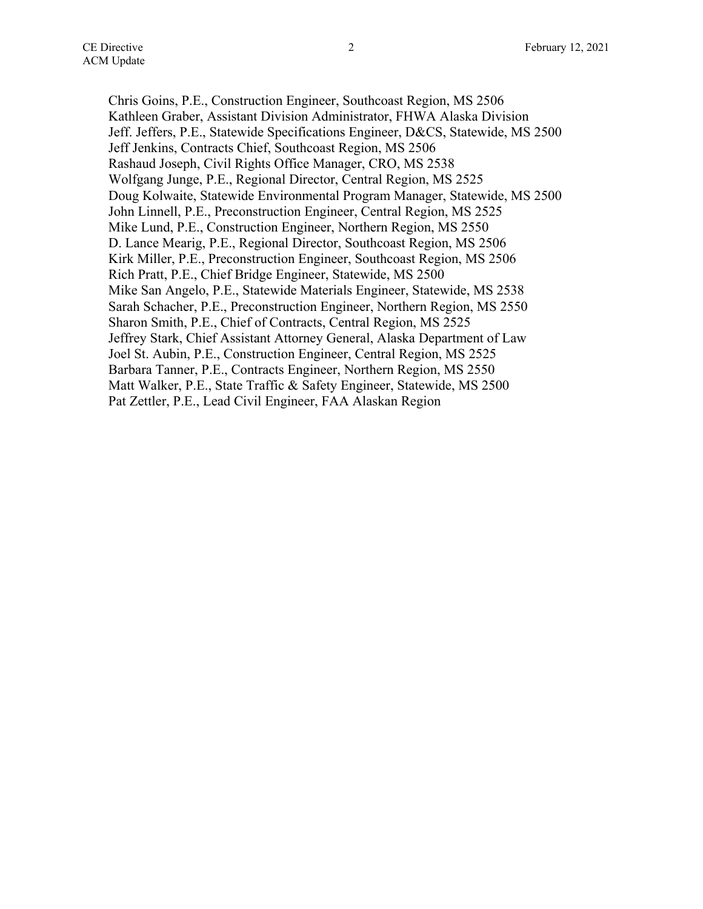Chris Goins, P.E., Construction Engineer, Southcoast Region, MS 2506
Kathleen Graber, Assistant Division Administrator, FHWA Alaska Division
Jeff. Jeffers, P.E., Statewide Specifications Engineer, D&CS, Statewide, MS 2500
Jeff Jenkins, Contracts Chief, Southcoast Region, MS 2506
Rashaud Joseph, Civil Rights Office Manager, CRO, MS 2538
Wolfgang Junge, P.E., Regional Director, Central Region, MS 2525
Doug Kolwaite, Statewide Environmental Program Manager, Statewide, MS 2500
John Linnell, P.E., Preconstruction Engineer, Central Region, MS 2525
Mike Lund, P.E., Construction Engineer, Northern Region, MS 2550
D. Lance Mearig, P.E., Regional Director, Southcoast Region, MS 2506
Kirk Miller, P.E., Preconstruction Engineer, Southcoast Region, MS 2506
Rich Pratt, P.E., Chief Bridge Engineer, Statewide, MS 2500
Mike San Angelo, P.E., Statewide Materials Engineer, Statewide, MS 2538
Sarah Schacher, P.E., Preconstruction Engineer, Northern Region, MS 2550
Sharon Smith, P.E., Chief of Contracts, Central Region, MS 2525
Jeffrey Stark, Chief Assistant Attorney General, Alaska Department of Law
Joel St. Aubin, P.E., Construction Engineer, Central Region, MS 2525
Barbara Tanner, P.E., Contracts Engineer, Northern Region, MS 2550
Matt Walker, P.E., State Traffic & Safety Engineer, Statewide, MS 2500
Pat Zettler, P.E., Lead Civil Engineer, FAA Alaskan Region